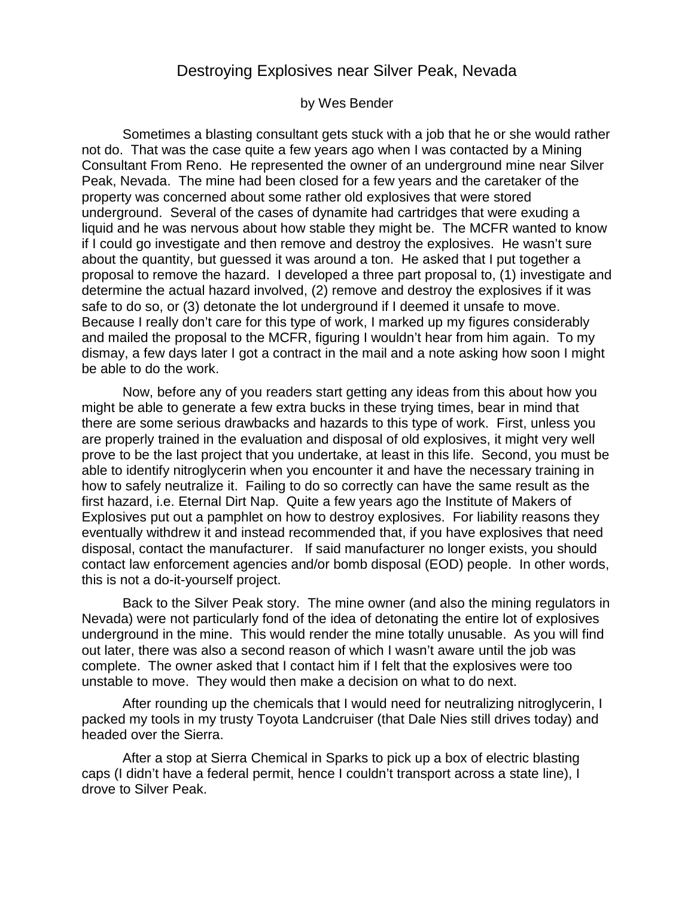# Destroying Explosives near Silver Peak, Nevada

by Wes Bender

Sometimes a blasting consultant gets stuck with a job that he or she would rather not do. That was the case quite a few years ago when I was contacted by a Mining Consultant From Reno. He represented the owner of an underground mine near Silver Peak, Nevada. The mine had been closed for a few years and the caretaker of the property was concerned about some rather old explosives that were stored underground. Several of the cases of dynamite had cartridges that were exuding a liquid and he was nervous about how stable they might be. The MCFR wanted to know if I could go investigate and then remove and destroy the explosives. He wasn't sure about the quantity, but guessed it was around a ton. He asked that I put together a proposal to remove the hazard. I developed a three part proposal to, (1) investigate and determine the actual hazard involved, (2) remove and destroy the explosives if it was safe to do so, or (3) detonate the lot underground if I deemed it unsafe to move. Because I really don't care for this type of work, I marked up my figures considerably and mailed the proposal to the MCFR, figuring I wouldn't hear from him again. To my dismay, a few days later I got a contract in the mail and a note asking how soon I might be able to do the work.

Now, before any of you readers start getting any ideas from this about how you might be able to generate a few extra bucks in these trying times, bear in mind that there are some serious drawbacks and hazards to this type of work. First, unless you are properly trained in the evaluation and disposal of old explosives, it might very well prove to be the last project that you undertake, at least in this life. Second, you must be able to identify nitroglycerin when you encounter it and have the necessary training in how to safely neutralize it. Failing to do so correctly can have the same result as the first hazard, i.e. Eternal Dirt Nap. Quite a few years ago the Institute of Makers of Explosives put out a pamphlet on how to destroy explosives. For liability reasons they eventually withdrew it and instead recommended that, if you have explosives that need disposal, contact the manufacturer. If said manufacturer no longer exists, you should contact law enforcement agencies and/or bomb disposal (EOD) people. In other words, this is not a do-it-yourself project.

Back to the Silver Peak story. The mine owner (and also the mining regulators in Nevada) were not particularly fond of the idea of detonating the entire lot of explosives underground in the mine. This would render the mine totally unusable. As you will find out later, there was also a second reason of which I wasn't aware until the job was complete. The owner asked that I contact him if I felt that the explosives were too unstable to move. They would then make a decision on what to do next.

After rounding up the chemicals that I would need for neutralizing nitroglycerin, I packed my tools in my trusty Toyota Landcruiser (that Dale Nies still drives today) and headed over the Sierra.

After a stop at Sierra Chemical in Sparks to pick up a box of electric blasting caps (I didn't have a federal permit, hence I couldn't transport across a state line), I drove to Silver Peak.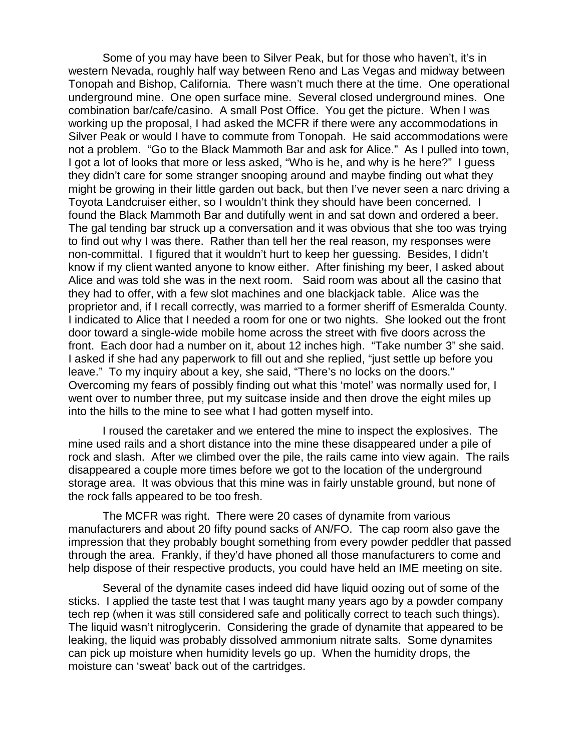Some of you may have been to Silver Peak, but for those who haven't, it's in western Nevada, roughly half way between Reno and Las Vegas and midway between Tonopah and Bishop, California. There wasn't much there at the time. One operational underground mine. One open surface mine. Several closed underground mines. One combination bar/cafe/casino. A small Post Office. You get the picture. When I was working up the proposal, I had asked the MCFR if there were any accommodations in Silver Peak or would I have to commute from Tonopah. He said accommodations were not a problem. "Go to the Black Mammoth Bar and ask for Alice." As I pulled into town, I got a lot of looks that more or less asked, "Who is he, and why is he here?" I guess they didn't care for some stranger snooping around and maybe finding out what they might be growing in their little garden out back, but then I've never seen a narc driving a Toyota Landcruiser either, so I wouldn't think they should have been concerned. I found the Black Mammoth Bar and dutifully went in and sat down and ordered a beer. The gal tending bar struck up a conversation and it was obvious that she too was trying to find out why I was there. Rather than tell her the real reason, my responses were non-committal. I figured that it wouldn't hurt to keep her guessing. Besides, I didn't know if my client wanted anyone to know either. After finishing my beer, I asked about Alice and was told she was in the next room. Said room was about all the casino that they had to offer, with a few slot machines and one blackjack table. Alice was the proprietor and, if I recall correctly, was married to a former sheriff of Esmeralda County. I indicated to Alice that I needed a room for one or two nights. She looked out the front door toward a single-wide mobile home across the street with five doors across the front. Each door had a number on it, about 12 inches high. "Take number 3" she said. I asked if she had any paperwork to fill out and she replied, "just settle up before you leave." To my inquiry about a key, she said, "There's no locks on the doors." Overcoming my fears of possibly finding out what this 'motel' was normally used for, I went over to number three, put my suitcase inside and then drove the eight miles up into the hills to the mine to see what I had gotten myself into.

I roused the caretaker and we entered the mine to inspect the explosives. The mine used rails and a short distance into the mine these disappeared under a pile of rock and slash. After we climbed over the pile, the rails came into view again. The rails disappeared a couple more times before we got to the location of the underground storage area. It was obvious that this mine was in fairly unstable ground, but none of the rock falls appeared to be too fresh.

The MCFR was right. There were 20 cases of dynamite from various manufacturers and about 20 fifty pound sacks of AN/FO. The cap room also gave the impression that they probably bought something from every powder peddler that passed through the area. Frankly, if they'd have phoned all those manufacturers to come and help dispose of their respective products, you could have held an IME meeting on site.

Several of the dynamite cases indeed did have liquid oozing out of some of the sticks. I applied the taste test that I was taught many years ago by a powder company tech rep (when it was still considered safe and politically correct to teach such things). The liquid wasn't nitroglycerin. Considering the grade of dynamite that appeared to be leaking, the liquid was probably dissolved ammonium nitrate salts. Some dynamites can pick up moisture when humidity levels go up. When the humidity drops, the moisture can 'sweat' back out of the cartridges.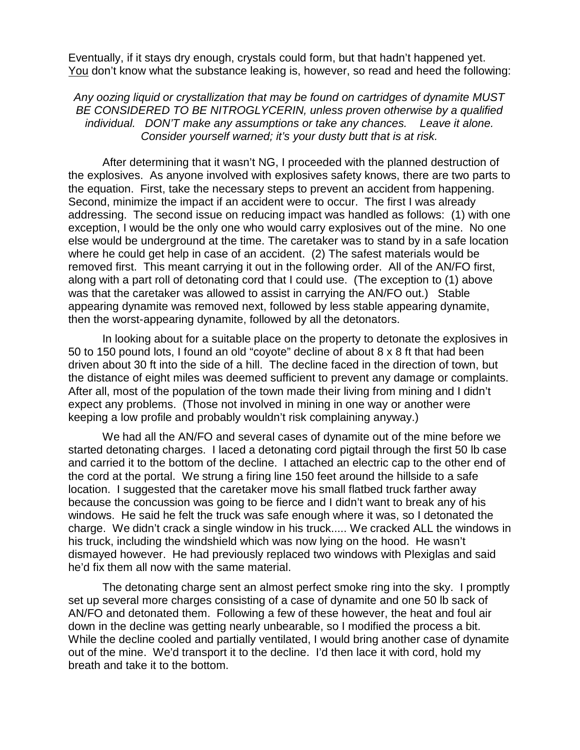Eventually, if it stays dry enough, crystals could form, but that hadn't happened yet. <u>You</u> don't know what the substance leaking is, however, so read and heed the following:

*Any oozing liquid or crystallization that may be found on cartridges of dynamite MUST BE CONSIDERED TO BE NITROGLYCERIN, unless proven otherwise by a qualified individual. DON'T make any assumptions or take any chances. Leave it alone. Consider yourself warned; it's your dusty butt that is at risk.*

After determining that it wasn't NG, I proceeded with the planned destruction of the explosives. As anyone involved with explosives safety knows, there are two parts to the equation. First, take the necessary steps to prevent an accident from happening. Second, minimize the impact if an accident were to occur. The first I was already addressing. The second issue on reducing impact was handled as follows: (1) with one exception, I would be the only one who would carry explosives out of the mine. No one else would be underground at the time. The caretaker was to stand by in a safe location where he could get help in case of an accident. (2) The safest materials would be removed first. This meant carrying it out in the following order. All of the AN/FO first, along with a part roll of detonating cord that I could use. (The exception to (1) above was that the caretaker was allowed to assist in carrying the AN/FO out.) Stable appearing dynamite was removed next, followed by less stable appearing dynamite, then the worst-appearing dynamite, followed by all the detonators.

In looking about for a suitable place on the property to detonate the explosives in 50 to 150 pound lots, I found an old "coyote" decline of about 8 x 8 ft that had been driven about 30 ft into the side of a hill. The decline faced in the direction of town, but the distance of eight miles was deemed sufficient to prevent any damage or complaints. After all, most of the population of the town made their living from mining and I didn't expect any problems. (Those not involved in mining in one way or another were keeping a low profile and probably wouldn't risk complaining anyway.)

We had all the AN/FO and several cases of dynamite out of the mine before we started detonating charges. I laced a detonating cord pigtail through the first 50 lb case and carried it to the bottom of the decline. I attached an electric cap to the other end of the cord at the portal. We strung a firing line 150 feet around the hillside to a safe location. I suggested that the caretaker move his small flatbed truck farther away because the concussion was going to be fierce and I didn't want to break any of his windows. He said he felt the truck was safe enough where it was, so I detonated the charge. We didn't crack a single window in his truck..... We cracked ALL the windows in his truck, including the windshield which was now lying on the hood. He wasn't dismayed however. He had previously replaced two windows with Plexiglas and said he'd fix them all now with the same material.

The detonating charge sent an almost perfect smoke ring into the sky. I promptly set up several more charges consisting of a case of dynamite and one 50 lb sack of AN/FO and detonated them. Following a few of these however, the heat and foul air down in the decline was getting nearly unbearable, so I modified the process a bit. While the decline cooled and partially ventilated, I would bring another case of dynamite out of the mine. We'd transport it to the decline. I'd then lace it with cord, hold my breath and take it to the bottom.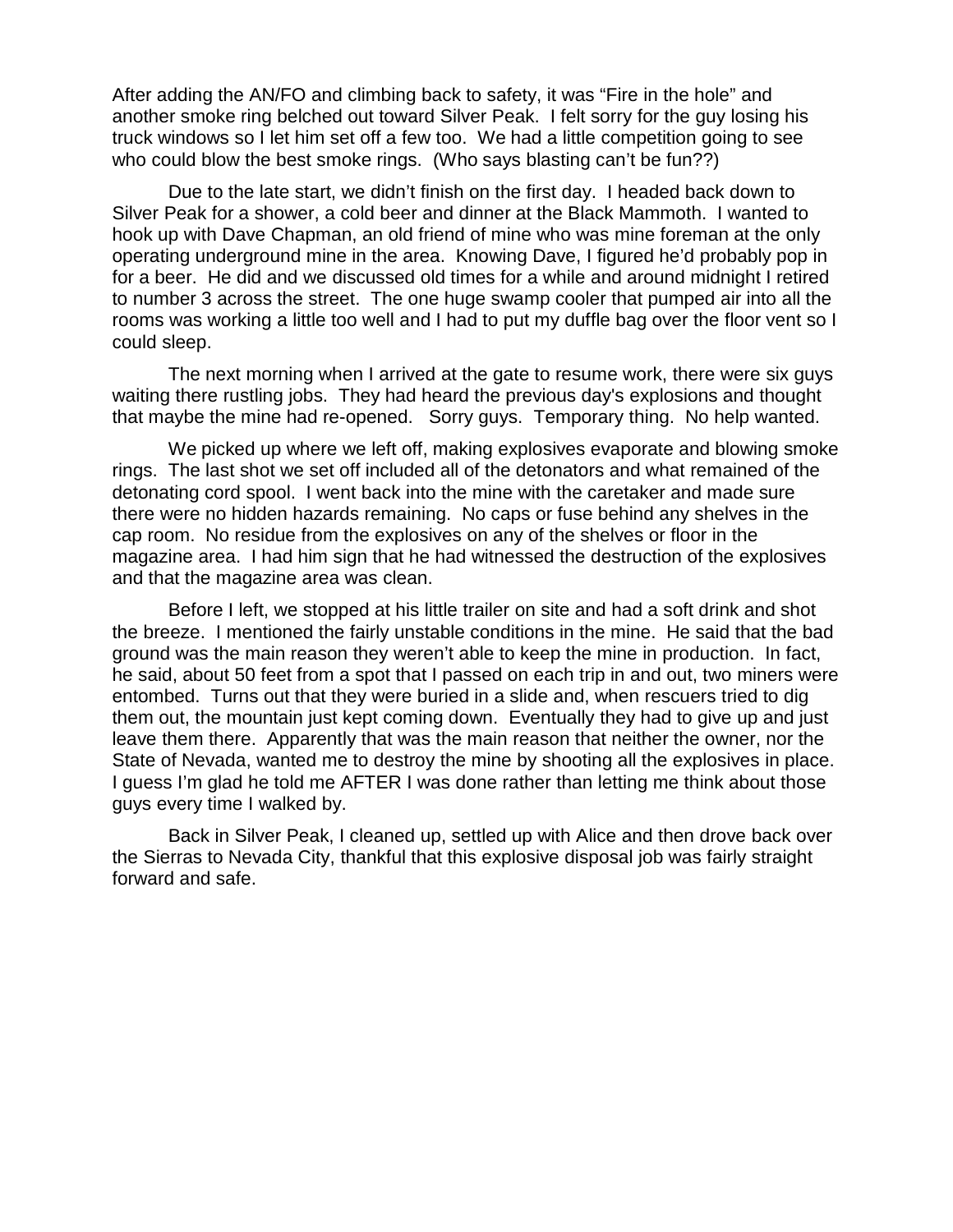After adding the AN/FO and climbing back to safety, it was "Fire in the hole" and another smoke ring belched out toward Silver Peak. I felt sorry for the guy losing his truck windows so I let him set off a few too. We had a little competition going to see who could blow the best smoke rings. (Who says blasting can't be fun??)

Due to the late start, we didn't finish on the first day. I headed back down to Silver Peak for a shower, a cold beer and dinner at the Black Mammoth. I wanted to hook up with Dave Chapman, an old friend of mine who was mine foreman at the only operating underground mine in the area. Knowing Dave, I figured he'd probably pop in for a beer. He did and we discussed old times for a while and around midnight I retired to number 3 across the street. The one huge swamp cooler that pumped air into all the rooms was working a little too well and I had to put my duffle bag over the floor vent so I could sleep.

The next morning when I arrived at the gate to resume work, there were six guys waiting there rustling jobs. They had heard the previous day's explosions and thought that maybe the mine had re-opened. Sorry guys. Temporary thing. No help wanted.

We picked up where we left off, making explosives evaporate and blowing smoke rings. The last shot we set off included all of the detonators and what remained of the detonating cord spool. I went back into the mine with the caretaker and made sure there were no hidden hazards remaining. No caps or fuse behind any shelves in the cap room. No residue from the explosives on any of the shelves or floor in the magazine area. I had him sign that he had witnessed the destruction of the explosives and that the magazine area was clean.

Before I left, we stopped at his little trailer on site and had a soft drink and shot the breeze. I mentioned the fairly unstable conditions in the mine. He said that the bad ground was the main reason they weren't able to keep the mine in production. In fact, he said, about 50 feet from a spot that I passed on each trip in and out, two miners were entombed. Turns out that they were buried in a slide and, when rescuers tried to dig them out, the mountain just kept coming down. Eventually they had to give up and just leave them there. Apparently that was the main reason that neither the owner, nor the State of Nevada, wanted me to destroy the mine by shooting all the explosives in place. I guess I'm glad he told me AFTER I was done rather than letting me think about those guys every time I walked by.

Back in Silver Peak, I cleaned up, settled up with Alice and then drove back over the Sierras to Nevada City, thankful that this explosive disposal job was fairly straight forward and safe.